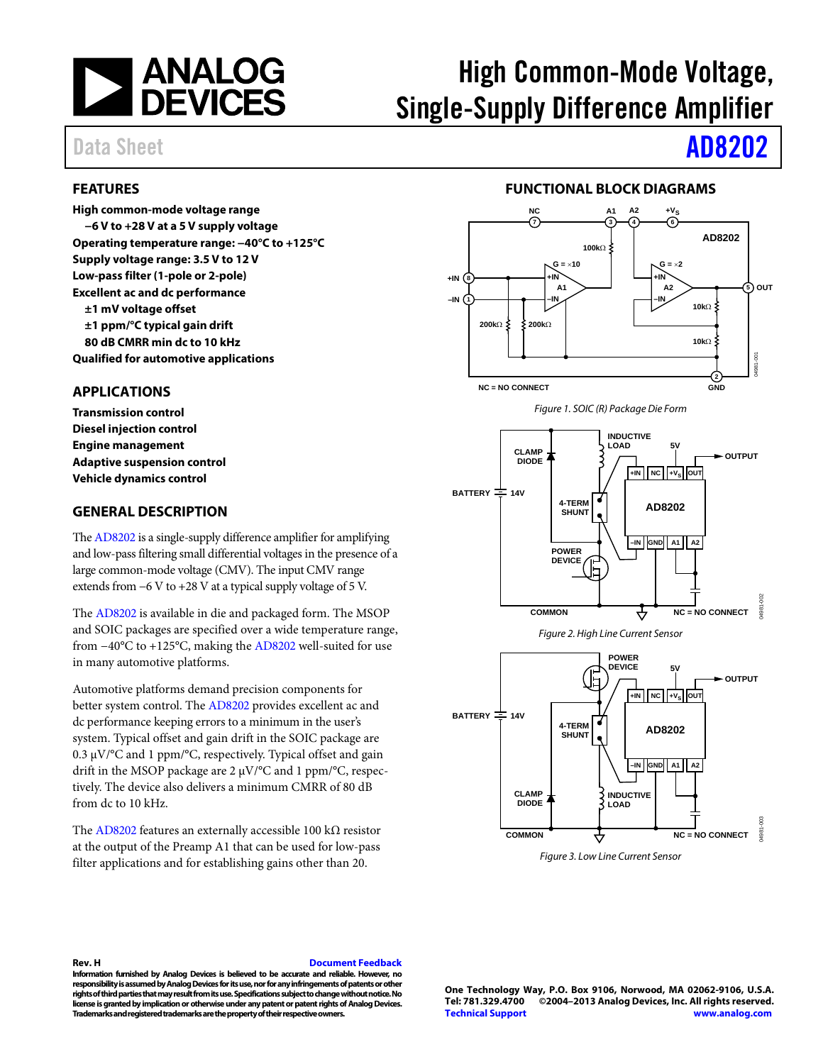# High Common-Mode Voltage, Single-Supply Difference Amplifier

**Data Sheet — AD8202**

## FEATURES

**High common-mode voltage range**
- **−6 V to +28 V at a 5 V supply voltage**

**Operating temperature range: −40°C to +125°C**

**Supply voltage range: 3.5 V to 12 V**

**Low-pass filter (1-pole or 2-pole)**

**Excellent ac and dc performance**
- **±1 mV voltage offset**
- **±1 ppm/°C typical gain drift**
- **80 dB CMRR min dc to 10 kHz**

**Qualified for automotive applications**

## APPLICATIONS

**Transmission control**
**Diesel injection control**
**Engine management**
**Adaptive suspension control**
**Vehicle dynamics control**

## GENERAL DESCRIPTION

The AD8202 is a single-supply difference amplifier for amplifying and low-pass filtering small differential voltages in the presence of a large common-mode voltage (CMV). The input CMV range extends from −6 V to +28 V at a typical supply voltage of 5 V.

The AD8202 is available in die and packaged form. The MSOP and SOIC packages are specified over a wide temperature range, from −40°C to +125°C, making the AD8202 well-suited for use in many automotive platforms.

Automotive platforms demand precision components for better system control. The AD8202 provides excellent ac and dc performance keeping errors to a minimum in the user's system. Typical offset and gain drift in the SOIC package are 0.3 µV/°C and 1 ppm/°C, respectively. Typical offset and gain drift in the MSOP package are 2 µV/°C and 1 ppm/°C, respectively. The device also delivers a minimum CMRR of 80 dB from dc to 10 kHz.

The AD8202 features an externally accessible 100 kΩ resistor at the output of the Preamp A1 that can be used for low-pass filter applications and for establishing gains other than 20.

## FUNCTIONAL BLOCK DIAGRAMS

*Figure 1. SOIC (R) Package Die Form*

*Figure 2. High Line Current Sensor*

*Figure 3. Low Line Current Sensor*

**Rev. H** — Document Feedback

**Information furnished by Analog Devices is believed to be accurate and reliable. However, no responsibility is assumed by Analog Devices for its use, nor for any infringements of patents or other rights of third parties that may result from its use. Specifications subject to change without notice. No license is granted by implication or otherwise under any patent or patent rights of Analog Devices. Trademarks and registered trademarks are the property of their respective owners.**

**One Technology Way, P.O. Box 9106, Norwood, MA 02062-9106, U.S.A.**
**Tel: 781.329.4700 ©2004–2013 Analog Devices, Inc. All rights reserved.**
**Technical Support** — **www.analog.com**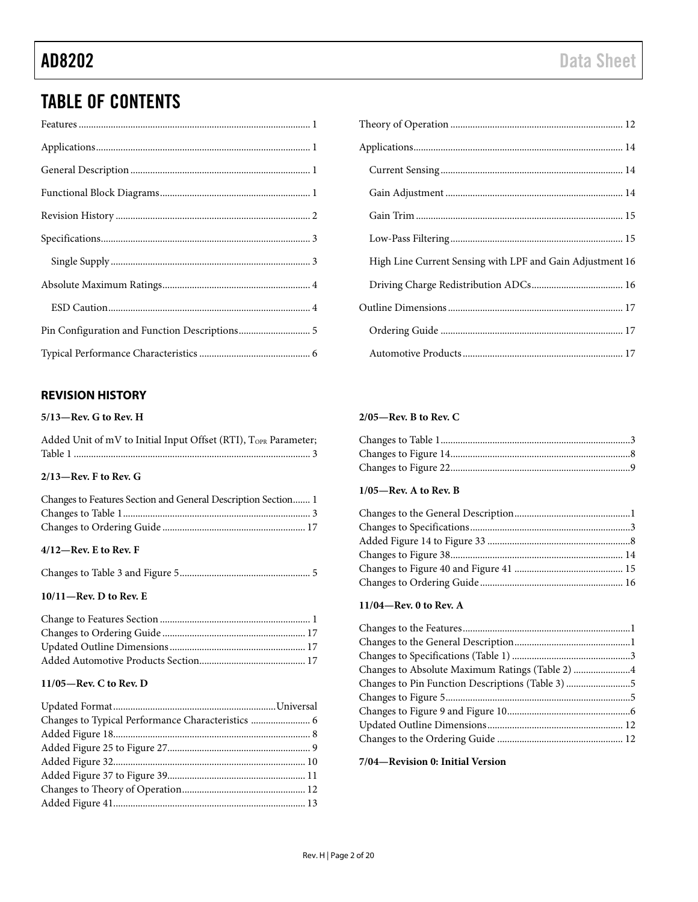# TABLE OF CONTENTS

Features ... 1
Applications ... 1
General Description ... 1
Functional Block Diagrams ... 1
Revision History ... 2
Specifications ... 3
  Single Supply ... 3
Absolute Maximum Ratings ... 4
  ESD Caution ... 4
Pin Configuration and Function Descriptions ... 5
Typical Performance Characteristics ... 6
Theory of Operation ... 12
Applications ... 14
  Current Sensing ... 14
  Gain Adjustment ... 14
  Gain Trim ... 15
  Low-Pass Filtering ... 15
  High Line Current Sensing with LPF and Gain Adjustment 16
  Driving Charge Redistribution ADCs ... 16
Outline Dimensions ... 17
  Ordering Guide ... 17
  Automotive Products ... 17

## REVISION HISTORY

**5/13—Rev. G to Rev. H**

Added Unit of mV to Initial Input Offset (RTI), $T_{OPR}$ Parameter; Table 1 ... 3

**2/13—Rev. F to Rev. G**

Changes to Features Section and General Description Section ... 1
Changes to Table 1 ... 3
Changes to Ordering Guide ... 17

**4/12—Rev. E to Rev. F**

Changes to Table 3 and Figure 5 ... 5

**10/11—Rev. D to Rev. E**

Change to Features Section ... 1
Changes to Ordering Guide ... 17
Updated Outline Dimensions ... 17
Added Automotive Products Section ... 17

**11/05—Rev. C to Rev. D**

Updated Format ... Universal
Changes to Typical Performance Characteristics ... 6
Added Figure 18 ... 8
Added Figure 25 to Figure 27 ... 9
Added Figure 32 ... 10
Added Figure 37 to Figure 39 ... 11
Changes to Theory of Operation ... 12
Added Figure 41 ... 13

**2/05—Rev. B to Rev. C**

Changes to Table 1 ... 3
Changes to Figure 14 ... 8
Changes to Figure 22 ... 9

**1/05—Rev. A to Rev. B**

Changes to the General Description ... 1
Changes to Specifications ... 3
Added Figure 14 to Figure 33 ... 8
Changes to Figure 38 ... 14
Changes to Figure 40 and Figure 41 ... 15
Changes to Ordering Guide ... 16

**11/04—Rev. 0 to Rev. A**

Changes to the Features ... 1
Changes to the General Description ... 1
Changes to Specifications (Table 1) ... 3
Changes to Absolute Maximum Ratings (Table 2) ... 4
Changes to Pin Function Descriptions (Table 3) ... 5
Changes to Figure 5 ... 5
Changes to Figure 9 and Figure 10 ... 6
Updated Outline Dimensions ... 12
Changes to the Ordering Guide ... 12

**7/04—Revision 0: Initial Version**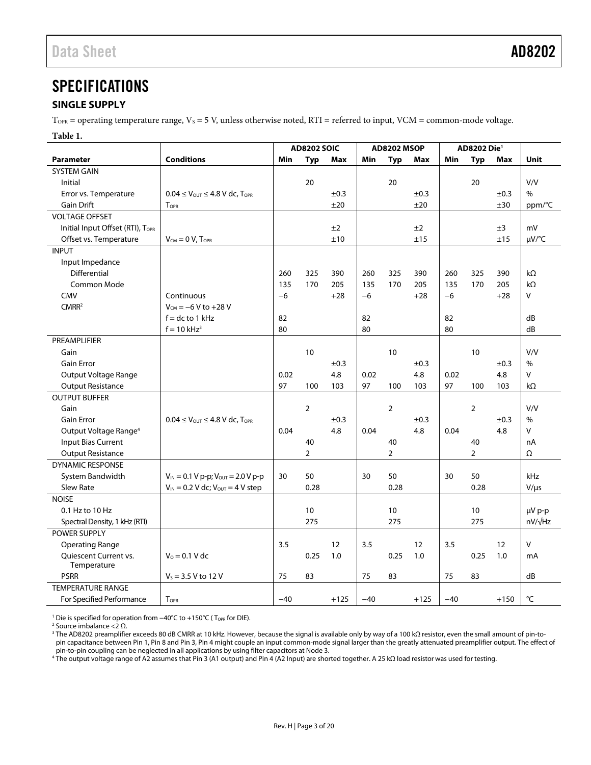# SPECIFICATIONS

## SINGLE SUPPLY

$T_{OPR}$ = operating temperature range, $V_S$ = 5 V, unless otherwise noted, RTI = referred to input, VCM = common-mode voltage.

**Table 1.**

| Parameter | Conditions | AD8202 SOIC | | | AD8202 MSOP | | | AD8202 Die[1] | | | Unit |
|---|---|---|---|---|---|---|---|---|---|---|---|
| | | Min | Typ | Max | Min | Typ | Max | Min | Typ | Max | |
| SYSTEM GAIN | | | | | | | | | | | |
| Initial | | | 20 | | | 20 | | | 20 | | V/V |
| Error vs. Temperature | $0.04 \leq V_{OUT} \leq 4.8$ V dc, $T_{OPR}$ | | | ±0.3 | | | ±0.3 | | | ±0.3 | % |
| Gain Drift | $T_{OPR}$ | | | ±20 | | | ±20 | | | ±30 | ppm/°C |
| VOLTAGE OFFSET | | | | | | | | | | | |
| Initial Input Offset (RTI), $T_{OPR}$ | | | | ±2 | | | ±2 | | | ±3 | mV |
| Offset vs. Temperature | $V_{CM}$ = 0 V, $T_{OPR}$ | | | ±10 | | | ±15 | | | ±15 | μV/°C |
| INPUT | | | | | | | | | | | |
| Input Impedance | | | | | | | | | | | |
| Differential | | 260 | 325 | 390 | 260 | 325 | 390 | 260 | 325 | 390 | kΩ |
| Common Mode | | 135 | 170 | 205 | 135 | 170 | 205 | 135 | 170 | 205 | kΩ |
| CMV | Continuous | −6 | | +28 | −6 | | +28 | −6 | | +28 | V |
| CMRR[2] | $V_{CM}$ = −6 V to +28 V | | | | | | | | | | |
| | f = dc to 1 kHz | 82 | | | 82 | | | 82 | | | dB |
| | f = 10 kHz[3] | 80 | | | 80 | | | 80 | | | dB |
| PREAMPLIFIER | | | | | | | | | | | |
| Gain | | | 10 | | | 10 | | | 10 | | V/V |
| Gain Error | | | | ±0.3 | | | ±0.3 | | | ±0.3 | % |
| Output Voltage Range | | 0.02 | | 4.8 | 0.02 | | 4.8 | 0.02 | | 4.8 | V |
| Output Resistance | | 97 | 100 | 103 | 97 | 100 | 103 | 97 | 100 | 103 | kΩ |
| OUTPUT BUFFER | | | | | | | | | | | |
| Gain | | | 2 | | | 2 | | | 2 | | V/V |
| Gain Error | $0.04 \leq V_{OUT} \leq 4.8$ V dc, $T_{OPR}$ | | | ±0.3 | | | ±0.3 | | | ±0.3 | % |
| Output Voltage Range[4] | | 0.04 | | 4.8 | 0.04 | | 4.8 | 0.04 | | 4.8 | V |
| Input Bias Current | | | 40 | | | 40 | | | 40 | | nA |
| Output Resistance | | | 2 | | | 2 | | | 2 | | Ω |
| DYNAMIC RESPONSE | | | | | | | | | | | |
| System Bandwidth | $V_{IN}$ = 0.1 V p-p; $V_{OUT}$ = 2.0 V p-p | 30 | 50 | | 30 | 50 | | 30 | 50 | | kHz |
| Slew Rate | $V_{IN}$ = 0.2 V dc; $V_{OUT}$ = 4 V step | | 0.28 | | | 0.28 | | | 0.28 | | V/μs |
| NOISE | | | | | | | | | | | |
| 0.1 Hz to 10 Hz | | | 10 | | | 10 | | | 10 | | μV p-p |
| Spectral Density, 1 kHz (RTI) | | | 275 | | | 275 | | | 275 | | nV/√Hz |
| POWER SUPPLY | | | | | | | | | | | |
| Operating Range | | 3.5 | | 12 | 3.5 | | 12 | 3.5 | | 12 | V |
| Quiescent Current vs. Temperature | $V_O$ = 0.1 V dc | | 0.25 | 1.0 | | 0.25 | 1.0 | | 0.25 | 1.0 | mA |
| PSRR | $V_S$ = 3.5 V to 12 V | 75 | 83 | | 75 | 83 | | 75 | 83 | | dB |
| TEMPERATURE RANGE | | | | | | | | | | | |
| For Specified Performance | $T_{OPR}$ | −40 | | +125 | −40 | | +125 | −40 | | +150 | °C |

[1] Die is specified for operation from −40°C to +150°C ($T_{OPR}$ for DIE).
[2] Source imbalance <2 Ω.
[3] The AD8202 preamplifier exceeds 80 dB CMRR at 10 kHz. However, because the signal is available only by way of a 100 kΩ resistor, even the small amount of pin-to-pin capacitance between Pin 1, Pin 8 and Pin 3, Pin 4 might couple an input common-mode signal larger than the greatly attenuated preamplifier output. The effect of pin-to-pin coupling can be neglected in all applications by using filter capacitors at Node 3.
[4] The output voltage range of A2 assumes that Pin 3 (A1 output) and Pin 4 (A2 Input) are shorted together. A 25 kΩ load resistor was used for testing.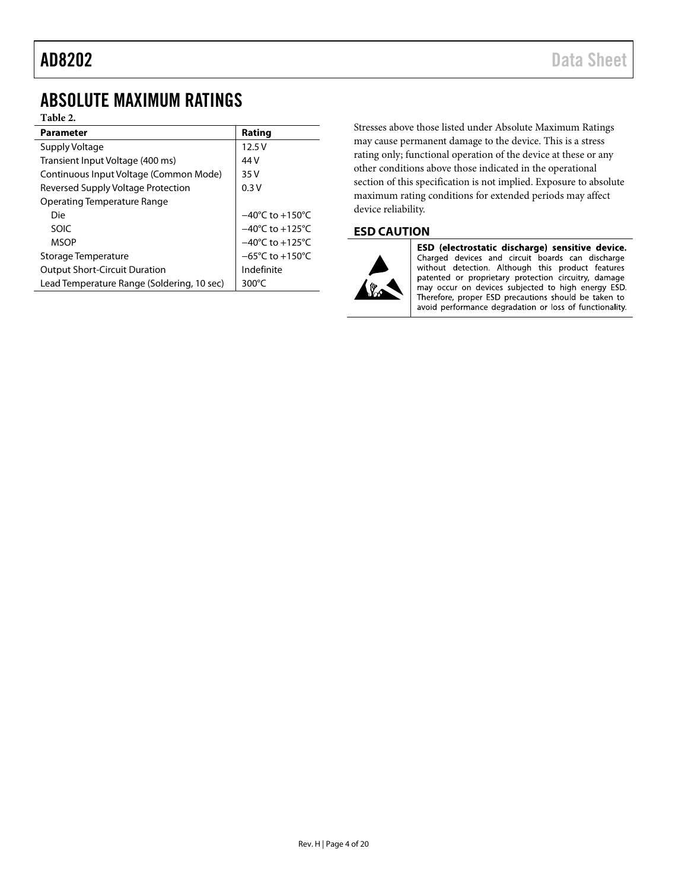## ABSOLUTE MAXIMUM RATINGS

**Table 2.**

| Parameter | Rating |
|---|---|
| Supply Voltage | 12.5 V |
| Transient Input Voltage (400 ms) | 44 V |
| Continuous Input Voltage (Common Mode) | 35 V |
| Reversed Supply Voltage Protection | 0.3 V |
| Operating Temperature Range | |
| Die | −40°C to +150°C |
| SOIC | −40°C to +125°C |
| MSOP | −40°C to +125°C |
| Storage Temperature | −65°C to +150°C |
| Output Short-Circuit Duration | Indefinite |
| Lead Temperature Range (Soldering, 10 sec) | 300°C |

Stresses above those listed under Absolute Maximum Ratings may cause permanent damage to the device. This is a stress rating only; functional operation of the device at these or any other conditions above those indicated in the operational section of this specification is not implied. Exposure to absolute maximum rating conditions for extended periods may affect device reliability.

### ESD CAUTION

**ESD (electrostatic discharge) sensitive device.** Charged devices and circuit boards can discharge without detection. Although this product features patented or proprietary protection circuitry, damage may occur on devices subjected to high energy ESD. Therefore, proper ESD precautions should be taken to avoid performance degradation or loss of functionality.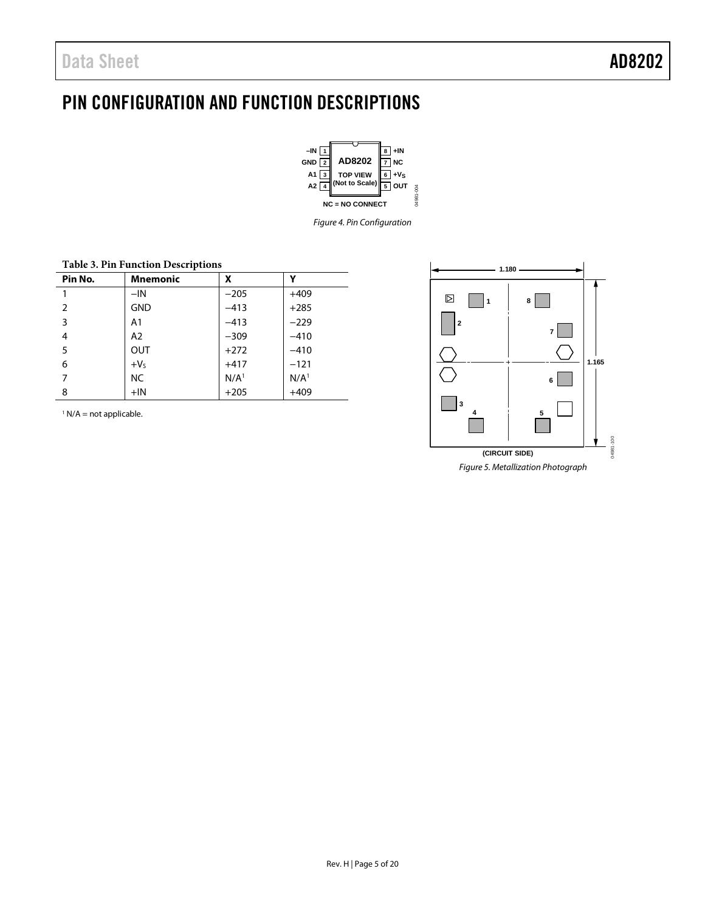# PIN CONFIGURATION AND FUNCTION DESCRIPTIONS

Figure 4. Pin Configuration

**Table 3. Pin Function Descriptions**

| Pin No. | Mnemonic | X | Y |
|---|---|---|---|
| 1 | −IN | −205 | +409 |
| 2 | GND | −413 | +285 |
| 3 | A1 | −413 | −229 |
| 4 | A2 | −309 | −410 |
| 5 | OUT | +272 | −410 |
| 6 | $+V_S$ | +417 | −121 |
| 7 | NC | N/A[1] | N/A[1] |
| 8 | +IN | +205 | +409 |

[1] N/A = not applicable.

Figure 5. Metallization Photograph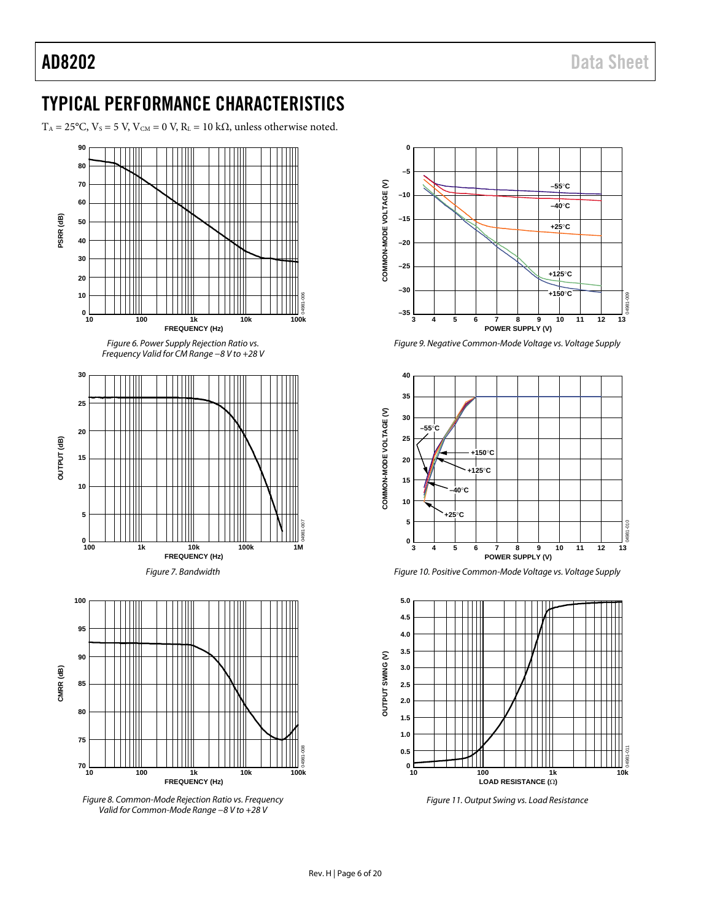## TYPICAL PERFORMANCE CHARACTERISTICS

$T_A = 25°C$, $V_S = 5$ V, $V_{CM} = 0$ V, $R_L = 10$ kΩ, unless otherwise noted.

*Figure 6. Power Supply Rejection Ratio vs. Frequency Valid for CM Range −8 V to +28 V*

*Figure 7. Bandwidth*

*Figure 8. Common-Mode Rejection Ratio vs. Frequency Valid for Common-Mode Range −8 V to +28 V*

*Figure 9. Negative Common-Mode Voltage vs. Voltage Supply*

*Figure 10. Positive Common-Mode Voltage vs. Voltage Supply*

*Figure 11. Output Swing vs. Load Resistance*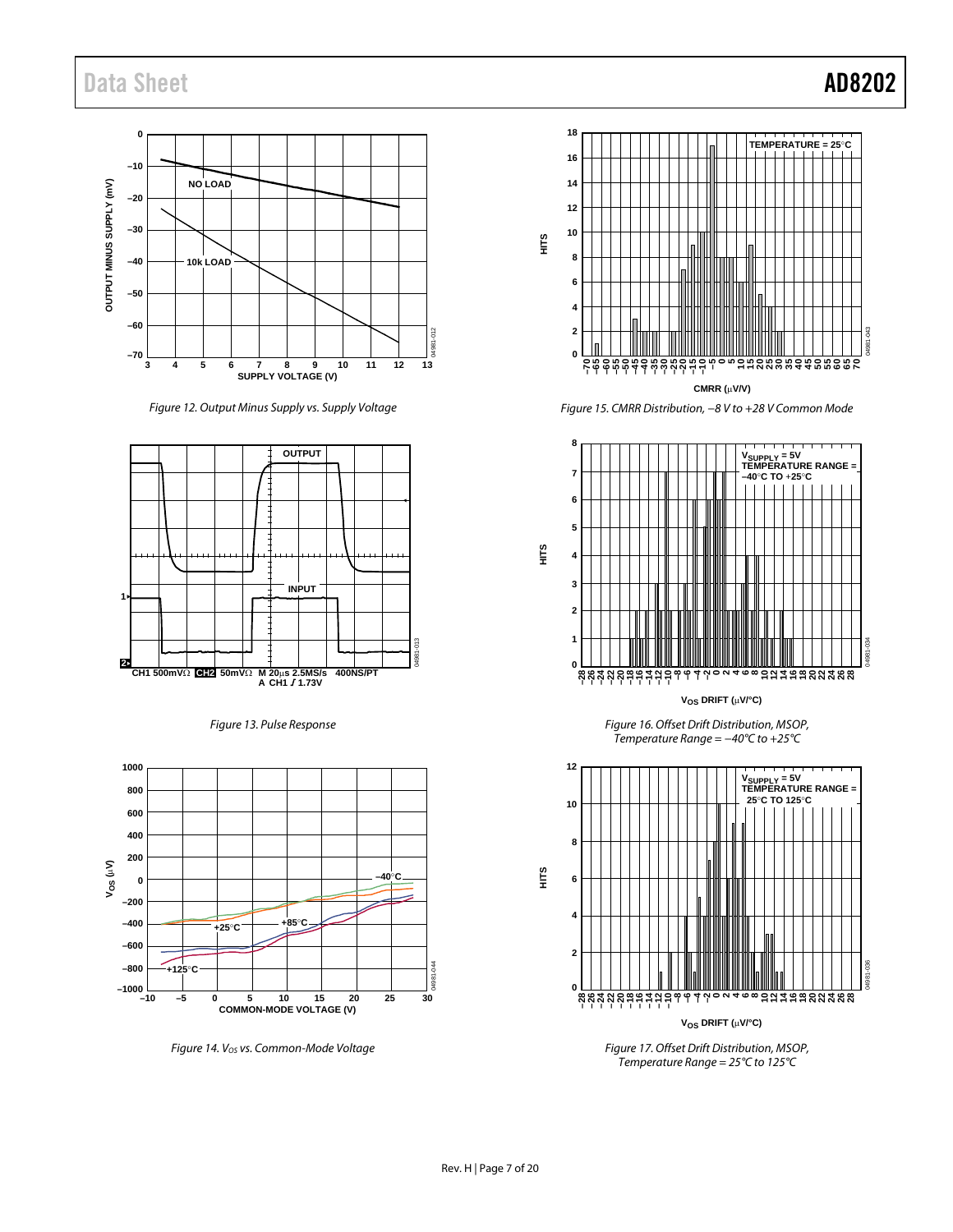Figure 12. Output Minus Supply vs. Supply Voltage

Figure 13. Pulse Response

Figure 14. $V_{OS}$ vs. Common-Mode Voltage

Figure 15. CMRR Distribution, −8 V to +28 V Common Mode

Figure 16. Offset Drift Distribution, MSOP, Temperature Range = −40°C to +25°C

Figure 17. Offset Drift Distribution, MSOP, Temperature Range = 25°C to 125°C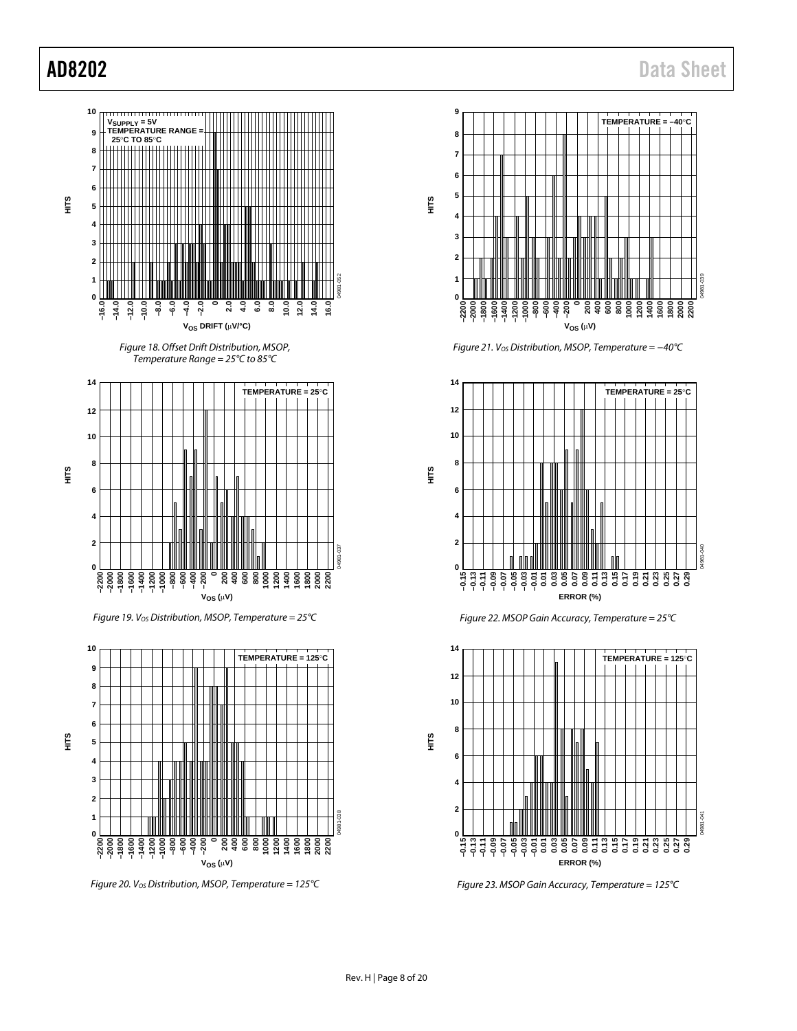Figure 18. Offset Drift Distribution, MSOP, Temperature Range = 25°C to 85°C

Figure 19. $V_{OS}$ Distribution, MSOP, Temperature = 25°C

Figure 20. $V_{OS}$ Distribution, MSOP, Temperature = 125°C

Figure 21. $V_{OS}$ Distribution, MSOP, Temperature = −40°C

Figure 22. MSOP Gain Accuracy, Temperature = 25°C

Figure 23. MSOP Gain Accuracy, Temperature = 125°C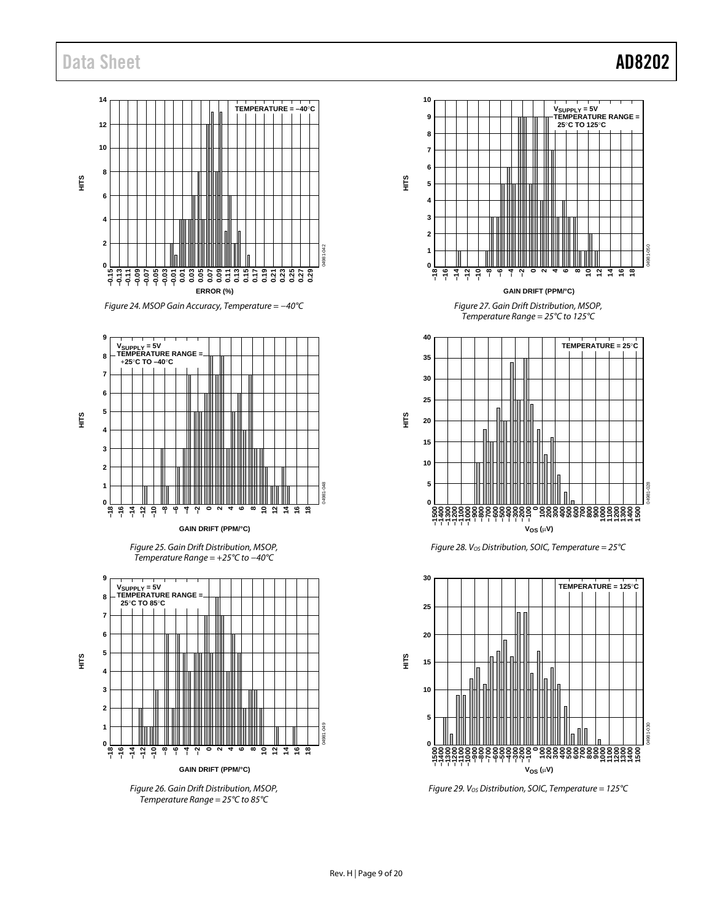Figure 24. MSOP Gain Accuracy, Temperature = −40°C

Figure 25. Gain Drift Distribution, MSOP, Temperature Range = +25°C to −40°C

Figure 26. Gain Drift Distribution, MSOP, Temperature Range = 25°C to 85°C

Figure 27. Gain Drift Distribution, MSOP, Temperature Range = 25°C to 125°C

Figure 28. $V_{OS}$ Distribution, SOIC, Temperature = 25°C

Figure 29. $V_{OS}$ Distribution, SOIC, Temperature = 125°C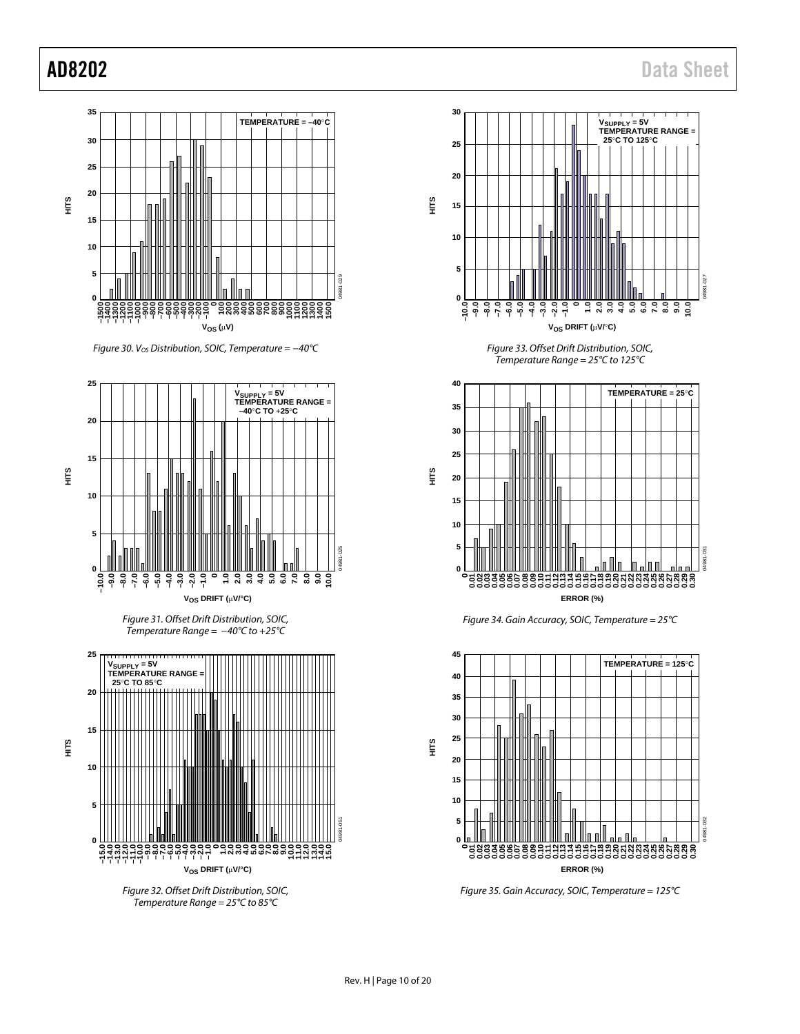Figure 30. $V_{OS}$ Distribution, SOIC, Temperature = −40°C

Figure 31. Offset Drift Distribution, SOIC, Temperature Range = −40°C to +25°C

Figure 32. Offset Drift Distribution, SOIC, Temperature Range = 25°C to 85°C

Figure 33. Offset Drift Distribution, SOIC, Temperature Range = 25°C to 125°C

Figure 34. Gain Accuracy, SOIC, Temperature = 25°C

Figure 35. Gain Accuracy, SOIC, Temperature = 125°C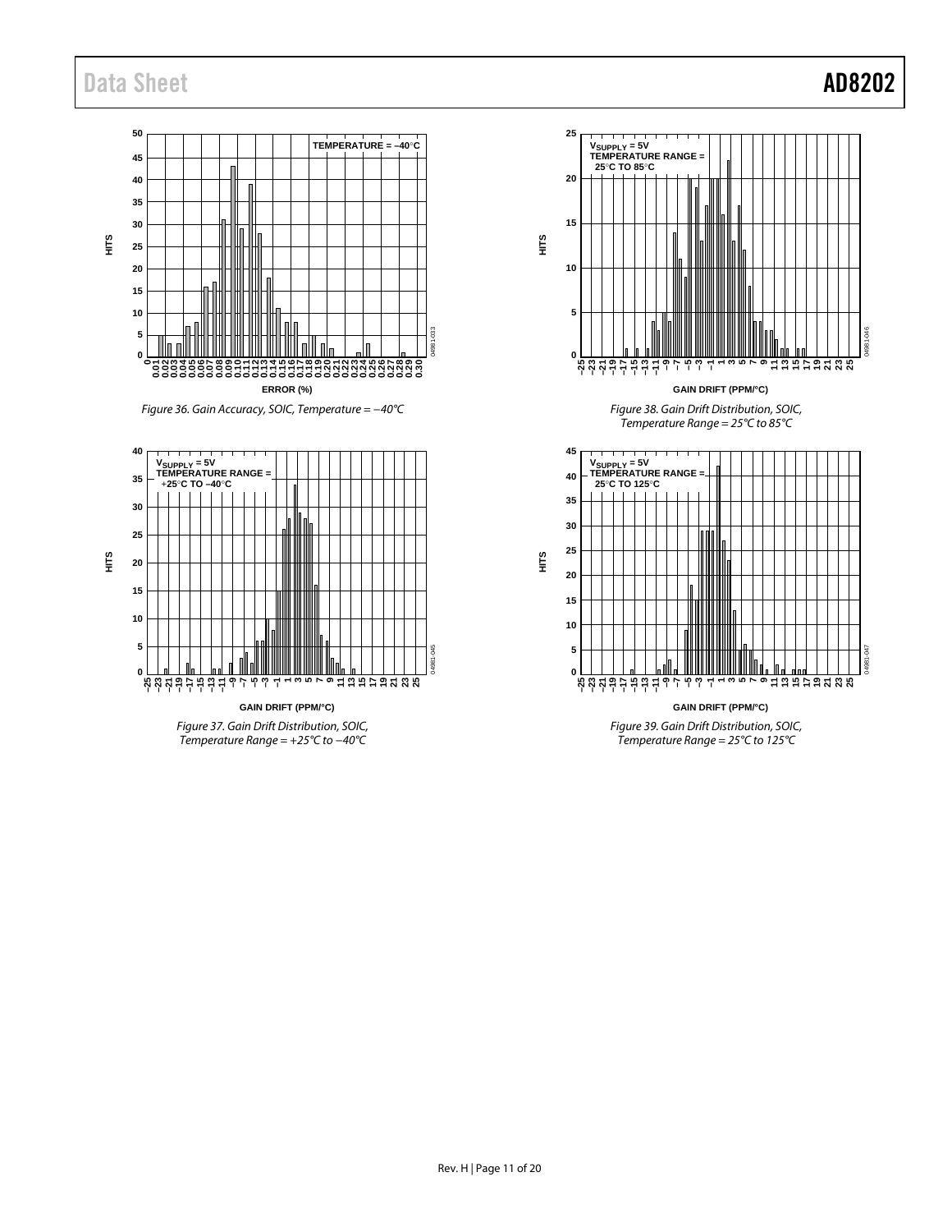Figure 36. Gain Accuracy, SOIC, Temperature = −40°C

Figure 37. Gain Drift Distribution, SOIC, Temperature Range = +25°C to −40°C

Figure 38. Gain Drift Distribution, SOIC, Temperature Range = 25°C to 85°C

Figure 39. Gain Drift Distribution, SOIC, Temperature Range = 25°C to 125°C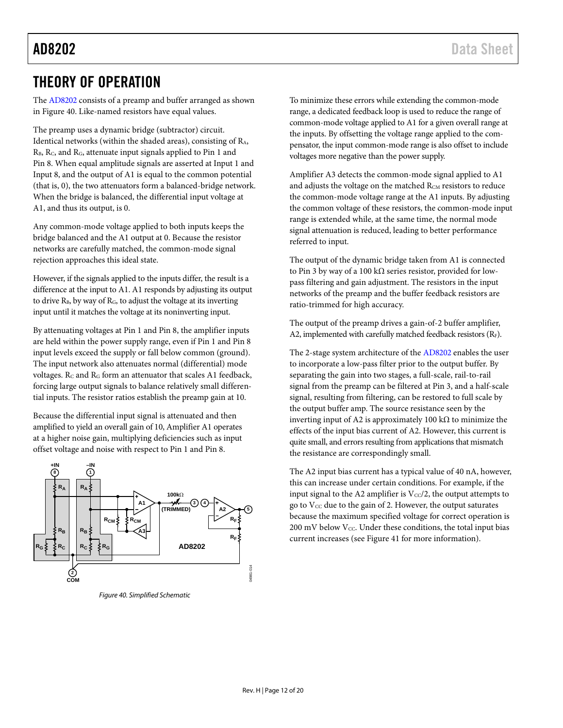# THEORY OF OPERATION

The AD8202 consists of a preamp and buffer arranged as shown in Figure 40. Like-named resistors have equal values.

The preamp uses a dynamic bridge (subtractor) circuit. Identical networks (within the shaded areas), consisting of $R_A$, $R_B$, $R_C$, and $R_G$, attenuate input signals applied to Pin 1 and Pin 8. When equal amplitude signals are asserted at Input 1 and Input 8, and the output of A1 is equal to the common potential (that is, 0), the two attenuators form a balanced-bridge network. When the bridge is balanced, the differential input voltage at A1, and thus its output, is 0.

Any common-mode voltage applied to both inputs keeps the bridge balanced and the A1 output at 0. Because the resistor networks are carefully matched, the common-mode signal rejection approaches this ideal state.

However, if the signals applied to the inputs differ, the result is a difference at the input to A1. A1 responds by adjusting its output to drive $R_B$, by way of $R_G$, to adjust the voltage at its inverting input until it matches the voltage at its noninverting input.

By attenuating voltages at Pin 1 and Pin 8, the amplifier inputs are held within the power supply range, even if Pin 1 and Pin 8 input levels exceed the supply or fall below common (ground). The input network also attenuates normal (differential) mode voltages. $R_C$ and $R_G$ form an attenuator that scales A1 feedback, forcing large output signals to balance relatively small differential inputs. The resistor ratios establish the preamp gain at 10.

Because the differential input signal is attenuated and then amplified to yield an overall gain of 10, Amplifier A1 operates at a higher noise gain, multiplying deficiencies such as input offset voltage and noise with respect to Pin 1 and Pin 8.

*Figure 40. Simplified Schematic*

To minimize these errors while extending the common-mode range, a dedicated feedback loop is used to reduce the range of common-mode voltage applied to A1 for a given overall range at the inputs. By offsetting the voltage range applied to the compensator, the input common-mode range is also offset to include voltages more negative than the power supply.

Amplifier A3 detects the common-mode signal applied to A1 and adjusts the voltage on the matched $R_{CM}$ resistors to reduce the common-mode voltage range at the A1 inputs. By adjusting the common voltage of these resistors, the common-mode input range is extended while, at the same time, the normal mode signal attenuation is reduced, leading to better performance referred to input.

The output of the dynamic bridge taken from A1 is connected to Pin 3 by way of a 100 kΩ series resistor, provided for low-pass filtering and gain adjustment. The resistors in the input networks of the preamp and the buffer feedback resistors are ratio-trimmed for high accuracy.

The output of the preamp drives a gain-of-2 buffer amplifier, A2, implemented with carefully matched feedback resistors ($R_F$).

The 2-stage system architecture of the AD8202 enables the user to incorporate a low-pass filter prior to the output buffer. By separating the gain into two stages, a full-scale, rail-to-rail signal from the preamp can be filtered at Pin 3, and a half-scale signal, resulting from filtering, can be restored to full scale by the output buffer amp. The source resistance seen by the inverting input of A2 is approximately 100 kΩ to minimize the effects of the input bias current of A2. However, this current is quite small, and errors resulting from applications that mismatch the resistance are correspondingly small.

The A2 input bias current has a typical value of 40 nA, however, this can increase under certain conditions. For example, if the input signal to the A2 amplifier is $V_{CC}/2$, the output attempts to go to $V_{CC}$ due to the gain of 2. However, the output saturates because the maximum specified voltage for correct operation is 200 mV below $V_{CC}$. Under these conditions, the total input bias current increases (see Figure 41 for more information).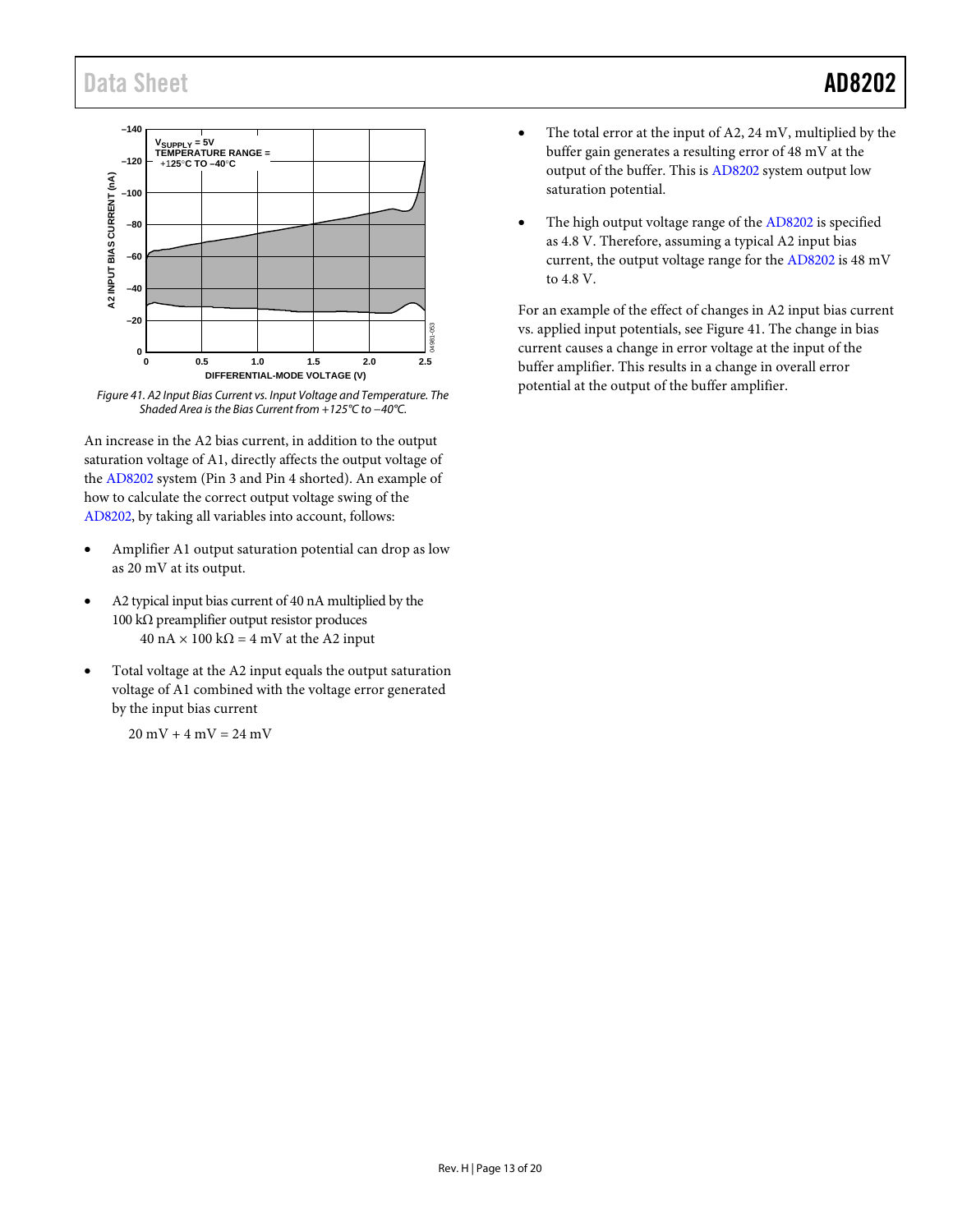Figure 41. A2 Input Bias Current vs. Input Voltage and Temperature. The Shaded Area is the Bias Current from +125°C to −40°C.

An increase in the A2 bias current, in addition to the output saturation voltage of A1, directly affects the output voltage of the AD8202 system (Pin 3 and Pin 4 shorted). An example of how to calculate the correct output voltage swing of the AD8202, by taking all variables into account, follows:

- Amplifier A1 output saturation potential can drop as low as 20 mV at its output.
- A2 typical input bias current of 40 nA multiplied by the 100 kΩ preamplifier output resistor produces
  40 nA × 100 kΩ = 4 mV at the A2 input
- Total voltage at the A2 input equals the output saturation voltage of A1 combined with the voltage error generated by the input bias current

  20 mV + 4 mV = 24 mV

- The total error at the input of A2, 24 mV, multiplied by the buffer gain generates a resulting error of 48 mV at the output of the buffer. This is AD8202 system output low saturation potential.
- The high output voltage range of the AD8202 is specified as 4.8 V. Therefore, assuming a typical A2 input bias current, the output voltage range for the AD8202 is 48 mV to 4.8 V.

For an example of the effect of changes in A2 input bias current vs. applied input potentials, see Figure 41. The change in bias current causes a change in error voltage at the input of the buffer amplifier. This results in a change in overall error potential at the output of the buffer amplifier.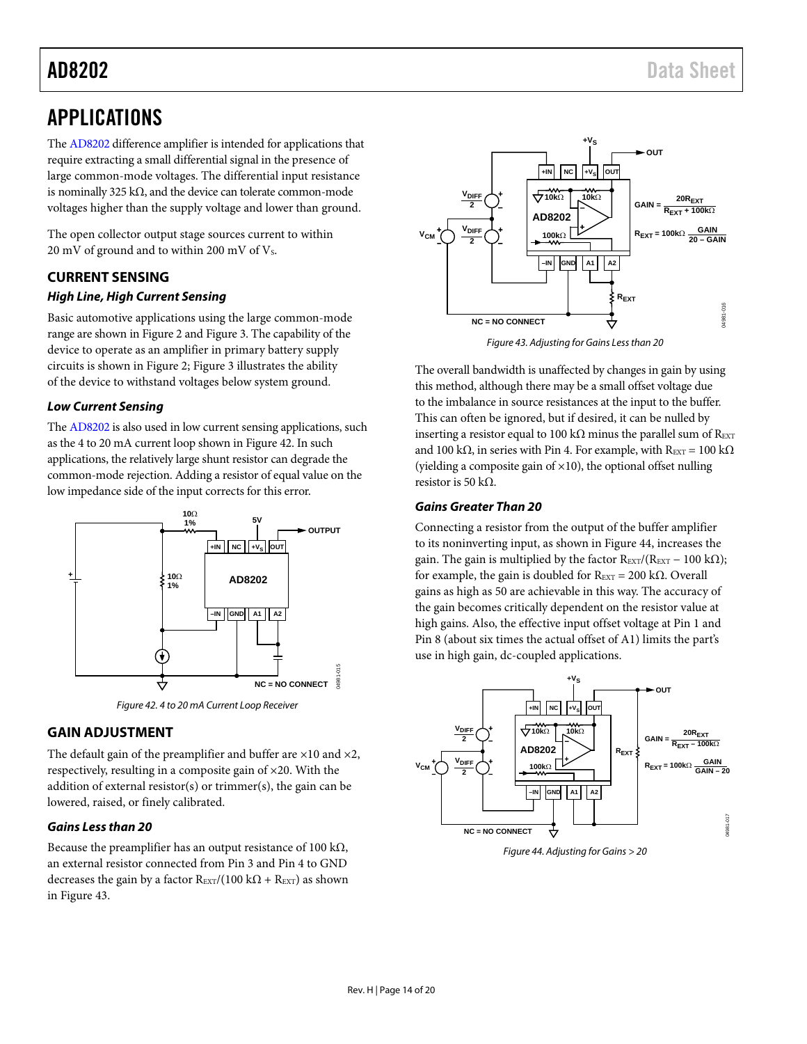# APPLICATIONS

The AD8202 difference amplifier is intended for applications that require extracting a small differential signal in the presence of large common-mode voltages. The differential input resistance is nominally 325 kΩ, and the device can tolerate common-mode voltages higher than the supply voltage and lower than ground.

The open collector output stage sources current to within 20 mV of ground and to within 200 mV of $V_S$.

## CURRENT SENSING

### *High Line, High Current Sensing*

Basic automotive applications using the large common-mode range are shown in Figure 2 and Figure 3. The capability of the device to operate as an amplifier in primary battery supply circuits is shown in Figure 2; Figure 3 illustrates the ability of the device to withstand voltages below system ground.

### *Low Current Sensing*

The AD8202 is also used in low current sensing applications, such as the 4 to 20 mA current loop shown in Figure 42. In such applications, the relatively large shunt resistor can degrade the common-mode rejection. Adding a resistor of equal value on the low impedance side of the input corrects for this error.

*Figure 42. 4 to 20 mA Current Loop Receiver*

## GAIN ADJUSTMENT

The default gain of the preamplifier and buffer are ×10 and ×2, respectively, resulting in a composite gain of ×20. With the addition of external resistor(s) or trimmer(s), the gain can be lowered, raised, or finely calibrated.

### *Gains Less than 20*

Because the preamplifier has an output resistance of 100 kΩ, an external resistor connected from Pin 3 and Pin 4 to GND decreases the gain by a factor $R_{EXT}/(100\ k\Omega + R_{EXT})$ as shown in Figure 43.

$$GAIN = \frac{20R_{EXT}}{R_{EXT} + 100k\Omega}$$

$$R_{EXT} = 100k\Omega \frac{GAIN}{20 - GAIN}$$

*Figure 43. Adjusting for Gains Less than 20*

The overall bandwidth is unaffected by changes in gain by using this method, although there may be a small offset voltage due to the imbalance in source resistances at the input to the buffer. This can often be ignored, but if desired, it can be nulled by inserting a resistor equal to 100 kΩ minus the parallel sum of $R_{EXT}$ and 100 kΩ, in series with Pin 4. For example, with $R_{EXT}$ = 100 kΩ (yielding a composite gain of ×10), the optional offset nulling resistor is 50 kΩ.

### *Gains Greater Than 20*

Connecting a resistor from the output of the buffer amplifier to its noninverting input, as shown in Figure 44, increases the gain. The gain is multiplied by the factor $R_{EXT}/(R_{EXT} - 100\ k\Omega)$; for example, the gain is doubled for $R_{EXT}$ = 200 kΩ. Overall gains as high as 50 are achievable in this way. The accuracy of the gain becomes critically dependent on the resistor value at high gains. Also, the effective input offset voltage at Pin 1 and Pin 8 (about six times the actual offset of A1) limits the part's use in high gain, dc-coupled applications.

$$GAIN = \frac{20R_{EXT}}{R_{EXT} - 100k\Omega}$$

$$R_{EXT} = 100k\Omega \frac{GAIN}{GAIN - 20}$$

*Figure 44. Adjusting for Gains > 20*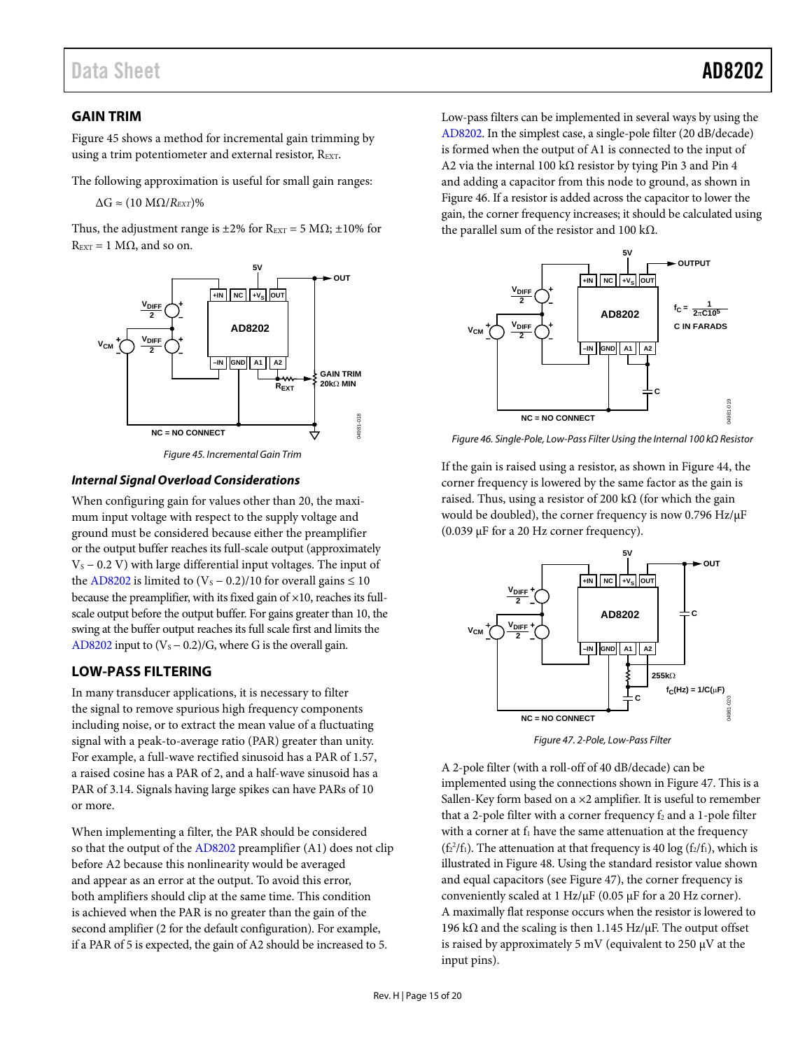## GAIN TRIM

Figure 45 shows a method for incremental gain trimming by using a trim potentiometer and external resistor, $R_{EXT}$.

The following approximation is useful for small gain ranges:

$$\Delta G \approx (10\ M\Omega/R_{EXT})\%$$

Thus, the adjustment range is ±2% for $R_{EXT}$ = 5 MΩ; ±10% for $R_{EXT}$ = 1 MΩ, and so on.

Figure 45. Incremental Gain Trim

### *Internal Signal Overload Considerations*

When configuring gain for values other than 20, the maximum input voltage with respect to the supply voltage and ground must be considered because either the preamplifier or the output buffer reaches its full-scale output (approximately $V_S$ − 0.2 V) with large differential input voltages. The input of the AD8202 is limited to ($V_S$ − 0.2)/10 for overall gains ≤ 10 because the preamplifier, with its fixed gain of ×10, reaches its full-scale output before the output buffer. For gains greater than 10, the swing at the buffer output reaches its full scale first and limits the AD8202 input to ($V_S$ − 0.2)/G, where G is the overall gain.

## LOW-PASS FILTERING

In many transducer applications, it is necessary to filter the signal to remove spurious high frequency components including noise, or to extract the mean value of a fluctuating signal with a peak-to-average ratio (PAR) greater than unity. For example, a full-wave rectified sinusoid has a PAR of 1.57, a raised cosine has a PAR of 2, and a half-wave sinusoid has a PAR of 3.14. Signals having large spikes can have PARs of 10 or more.

When implementing a filter, the PAR should be considered so that the output of the AD8202 preamplifier (A1) does not clip before A2 because this nonlinearity would be averaged and appear as an error at the output. To avoid this error, both amplifiers should clip at the same time. This condition is achieved when the PAR is no greater than the gain of the second amplifier (2 for the default configuration). For example, if a PAR of 5 is expected, the gain of A2 should be increased to 5.

Low-pass filters can be implemented in several ways by using the AD8202. In the simplest case, a single-pole filter (20 dB/decade) is formed when the output of A1 is connected to the input of A2 via the internal 100 kΩ resistor by tying Pin 3 and Pin 4 and adding a capacitor from this node to ground, as shown in Figure 46. If a resistor is added across the capacitor to lower the gain, the corner frequency increases; it should be calculated using the parallel sum of the resistor and 100 kΩ.

Figure 46. Single-Pole, Low-Pass Filter Using the Internal 100 kΩ Resistor

If the gain is raised using a resistor, as shown in Figure 44, the corner frequency is lowered by the same factor as the gain is raised. Thus, using a resistor of 200 kΩ (for which the gain would be doubled), the corner frequency is now 0.796 Hz/µF (0.039 µF for a 20 Hz corner frequency).

Figure 47. 2-Pole, Low-Pass Filter

A 2-pole filter (with a roll-off of 40 dB/decade) can be implemented using the connections shown in Figure 47. This is a Sallen-Key form based on a ×2 amplifier. It is useful to remember that a 2-pole filter with a corner frequency $f_2$ and a 1-pole filter with a corner at $f_1$ have the same attenuation at the frequency ($f_2^2/f_1$). The attenuation at that frequency is 40 log ($f_2/f_1$), which is illustrated in Figure 48. Using the standard resistor value shown and equal capacitors (see Figure 47), the corner frequency is conveniently scaled at 1 Hz/µF (0.05 µF for a 20 Hz corner). A maximally flat response occurs when the resistor is lowered to 196 kΩ and the scaling is then 1.145 Hz/µF. The output offset is raised by approximately 5 mV (equivalent to 250 µV at the input pins).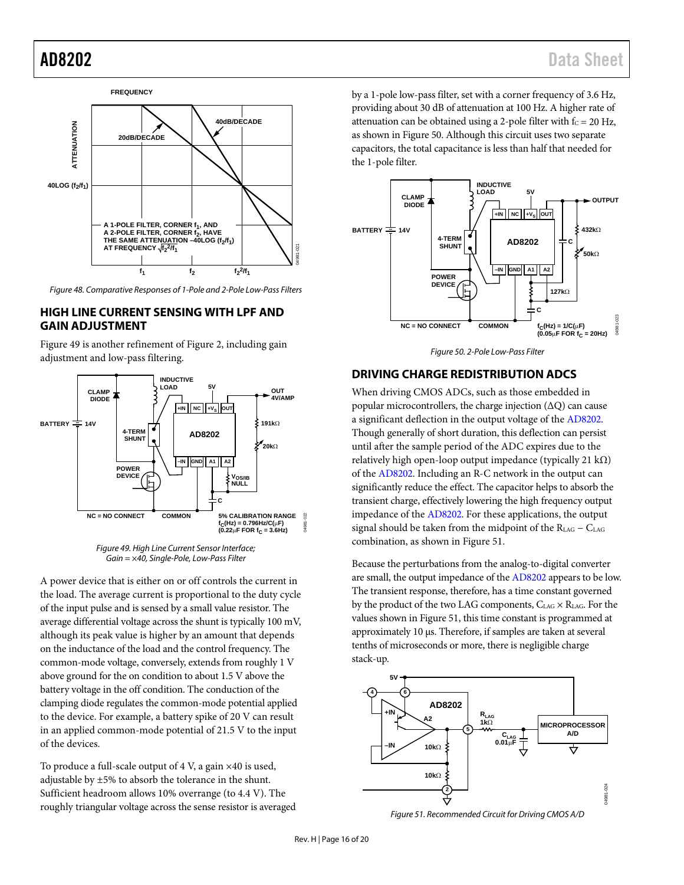Figure 48. Comparative Responses of 1-Pole and 2-Pole Low-Pass Filters

## HIGH LINE CURRENT SENSING WITH LPF AND GAIN ADJUSTMENT

Figure 49 is another refinement of Figure 2, including gain adjustment and low-pass filtering.

Figure 49. High Line Current Sensor Interface; Gain = ×40, Single-Pole, Low-Pass Filter

A power device that is either on or off controls the current in the load. The average current is proportional to the duty cycle of the input pulse and is sensed by a small value resistor. The average differential voltage across the shunt is typically 100 mV, although its peak value is higher by an amount that depends on the inductance of the load and the control frequency. The common-mode voltage, conversely, extends from roughly 1 V above ground for the on condition to about 1.5 V above the battery voltage in the off condition. The conduction of the clamping diode regulates the common-mode potential applied to the device. For example, a battery spike of 20 V can result in an applied common-mode potential of 21.5 V to the input of the devices.

To produce a full-scale output of 4 V, a gain ×40 is used, adjustable by ±5% to absorb the tolerance in the shunt. Sufficient headroom allows 10% overrange (to 4.4 V). The roughly triangular voltage across the sense resistor is averaged by a 1-pole low-pass filter, set with a corner frequency of 3.6 Hz, providing about 30 dB of attenuation at 100 Hz. A higher rate of attenuation can be obtained using a 2-pole filter with $f_C$ = 20 Hz, as shown in Figure 50. Although this circuit uses two separate capacitors, the total capacitance is less than half that needed for the 1-pole filter.

Figure 50. 2-Pole Low-Pass Filter

## DRIVING CHARGE REDISTRIBUTION ADCS

When driving CMOS ADCs, such as those embedded in popular microcontrollers, the charge injection (ΔQ) can cause a significant deflection in the output voltage of the AD8202. Though generally of short duration, this deflection can persist until after the sample period of the ADC expires due to the relatively high open-loop output impedance (typically 21 kΩ) of the AD8202. Including an R-C network in the output can significantly reduce the effect. The capacitor helps to absorb the transient charge, effectively lowering the high frequency output impedance of the AD8202. For these applications, the output signal should be taken from the midpoint of the $R_{LAG}$ − $C_{LAG}$ combination, as shown in Figure 51.

Because the perturbations from the analog-to-digital converter are small, the output impedance of the AD8202 appears to be low. The transient response, therefore, has a time constant governed by the product of the two LAG components, $C_{LAG}$ × $R_{LAG}$. For the values shown in Figure 51, this time constant is programmed at approximately 10 µs. Therefore, if samples are taken at several tenths of microseconds or more, there is negligible charge stack-up.

Figure 51. Recommended Circuit for Driving CMOS A/D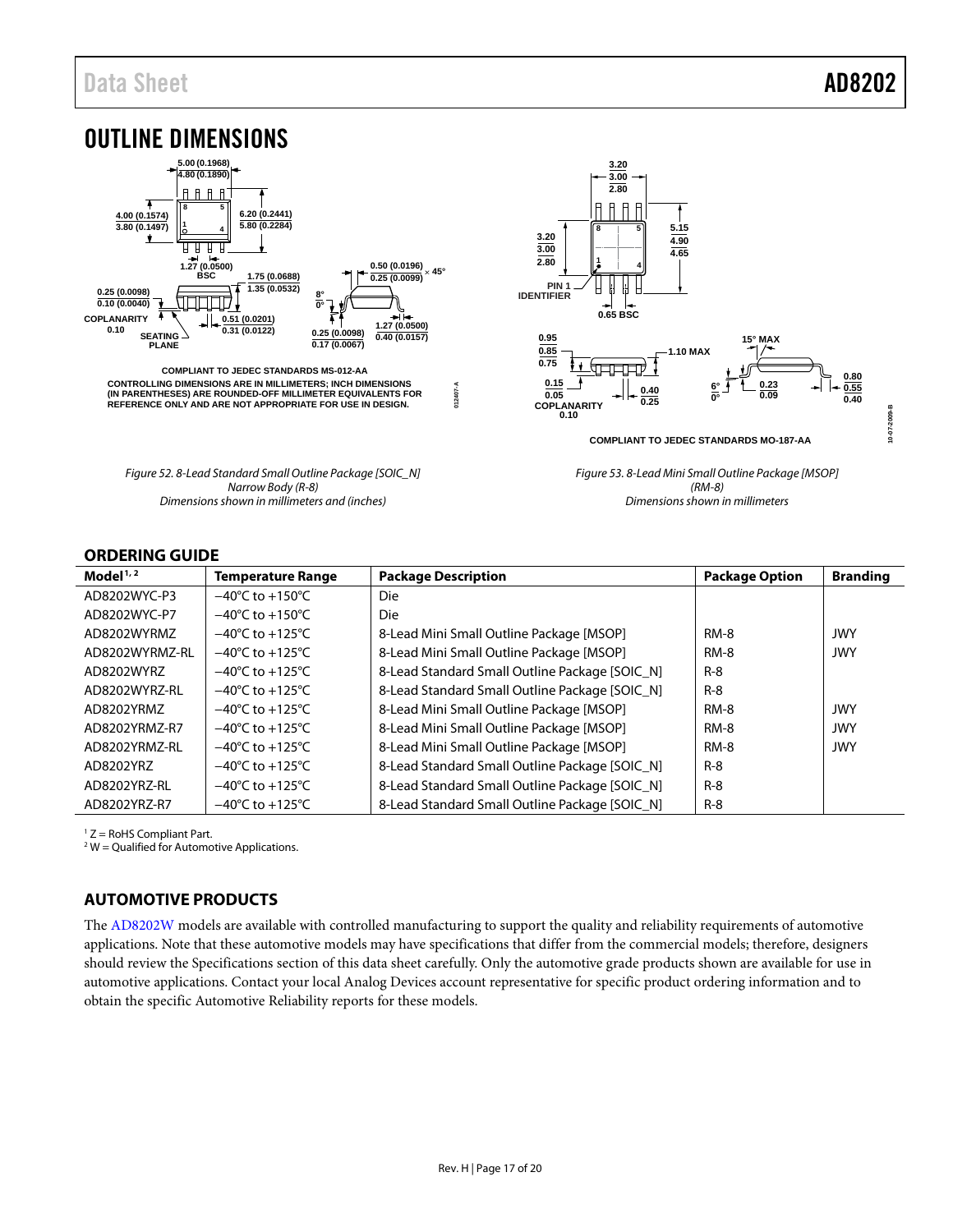# OUTLINE DIMENSIONS

COMPLIANT TO JEDEC STANDARDS MS-012-AA

CONTROLLING DIMENSIONS ARE IN MILLIMETERS; INCH DIMENSIONS (IN PARENTHESES) ARE ROUNDED-OFF MILLIMETER EQUIVALENTS FOR REFERENCE ONLY AND ARE NOT APPROPRIATE FOR USE IN DESIGN.

*Figure 52. 8-Lead Standard Small Outline Package [SOIC_N] Narrow Body (R-8) Dimensions shown in millimeters and (inches)*

COMPLIANT TO JEDEC STANDARDS MO-187-AA

*Figure 53. 8-Lead Mini Small Outline Package [MSOP] (RM-8) Dimensions shown in millimeters*

## ORDERING GUIDE

| Model[1, 2] | Temperature Range | Package Description | Package Option | Branding |
|---|---|---|---|---|
| AD8202WYC-P3 | −40°C to +150°C | Die | | |
| AD8202WYC-P7 | −40°C to +150°C | Die | | |
| AD8202WYRMZ | −40°C to +125°C | 8-Lead Mini Small Outline Package [MSOP] | RM-8 | JWY |
| AD8202WYRMZ-RL | −40°C to +125°C | 8-Lead Mini Small Outline Package [MSOP] | RM-8 | JWY |
| AD8202WYRZ | −40°C to +125°C | 8-Lead Standard Small Outline Package [SOIC_N] | R-8 | |
| AD8202WYRZ-RL | −40°C to +125°C | 8-Lead Standard Small Outline Package [SOIC_N] | R-8 | |
| AD8202YRMZ | −40°C to +125°C | 8-Lead Mini Small Outline Package [MSOP] | RM-8 | JWY |
| AD8202YRMZ-R7 | −40°C to +125°C | 8-Lead Mini Small Outline Package [MSOP] | RM-8 | JWY |
| AD8202YRMZ-RL | −40°C to +125°C | 8-Lead Mini Small Outline Package [MSOP] | RM-8 | JWY |
| AD8202YRZ | −40°C to +125°C | 8-Lead Standard Small Outline Package [SOIC_N] | R-8 | |
| AD8202YRZ-RL | −40°C to +125°C | 8-Lead Standard Small Outline Package [SOIC_N] | R-8 | |
| AD8202YRZ-R7 | −40°C to +125°C | 8-Lead Standard Small Outline Package [SOIC_N] | R-8 | |

[1] Z = RoHS Compliant Part.
[2] W = Qualified for Automotive Applications.

## AUTOMOTIVE PRODUCTS

The AD8202W models are available with controlled manufacturing to support the quality and reliability requirements of automotive applications. Note that these automotive models may have specifications that differ from the commercial models; therefore, designers should review the Specifications section of this data sheet carefully. Only the automotive grade products shown are available for use in automotive applications. Contact your local Analog Devices account representative for specific product ordering information and to obtain the specific Automotive Reliability reports for these models.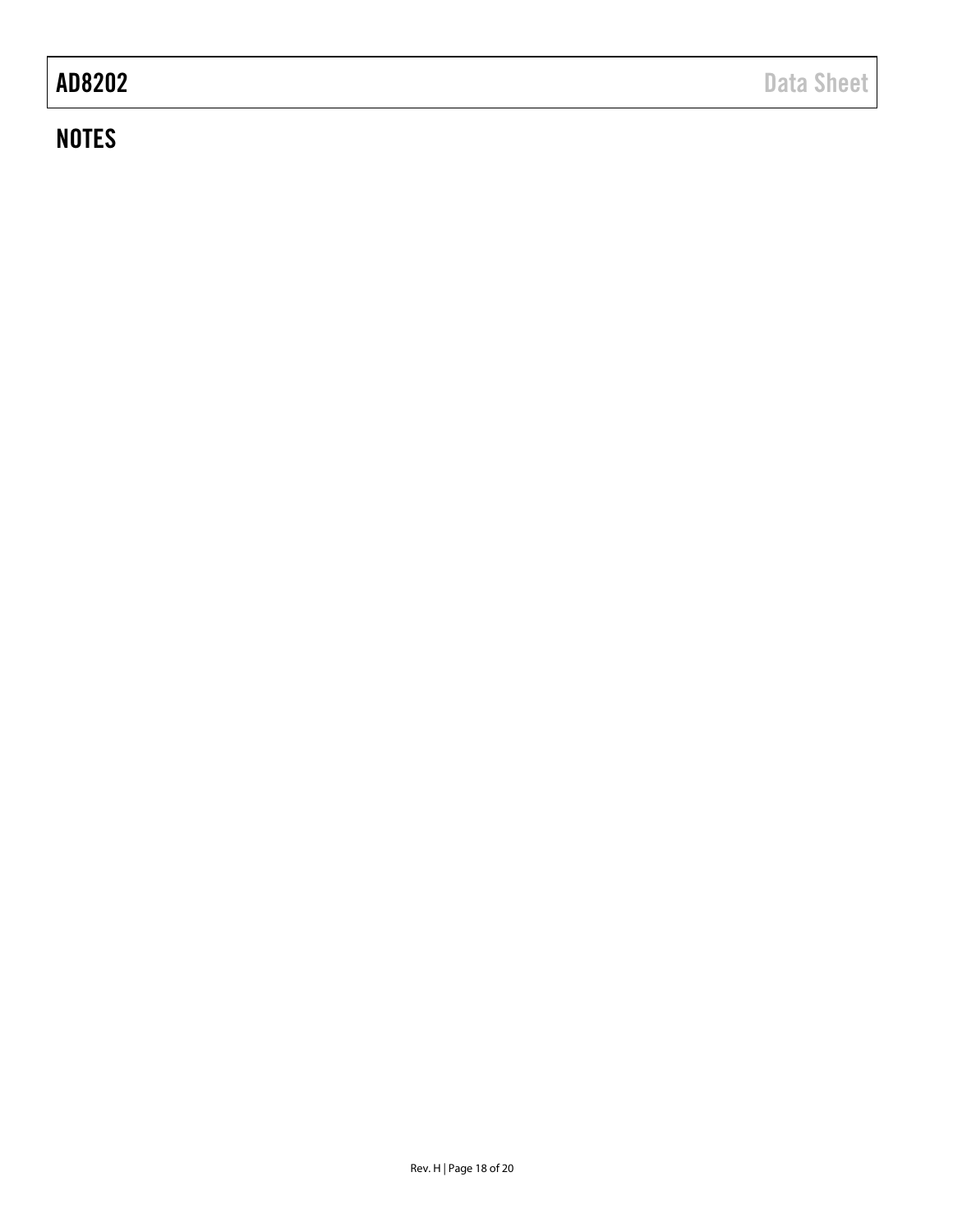## NOTES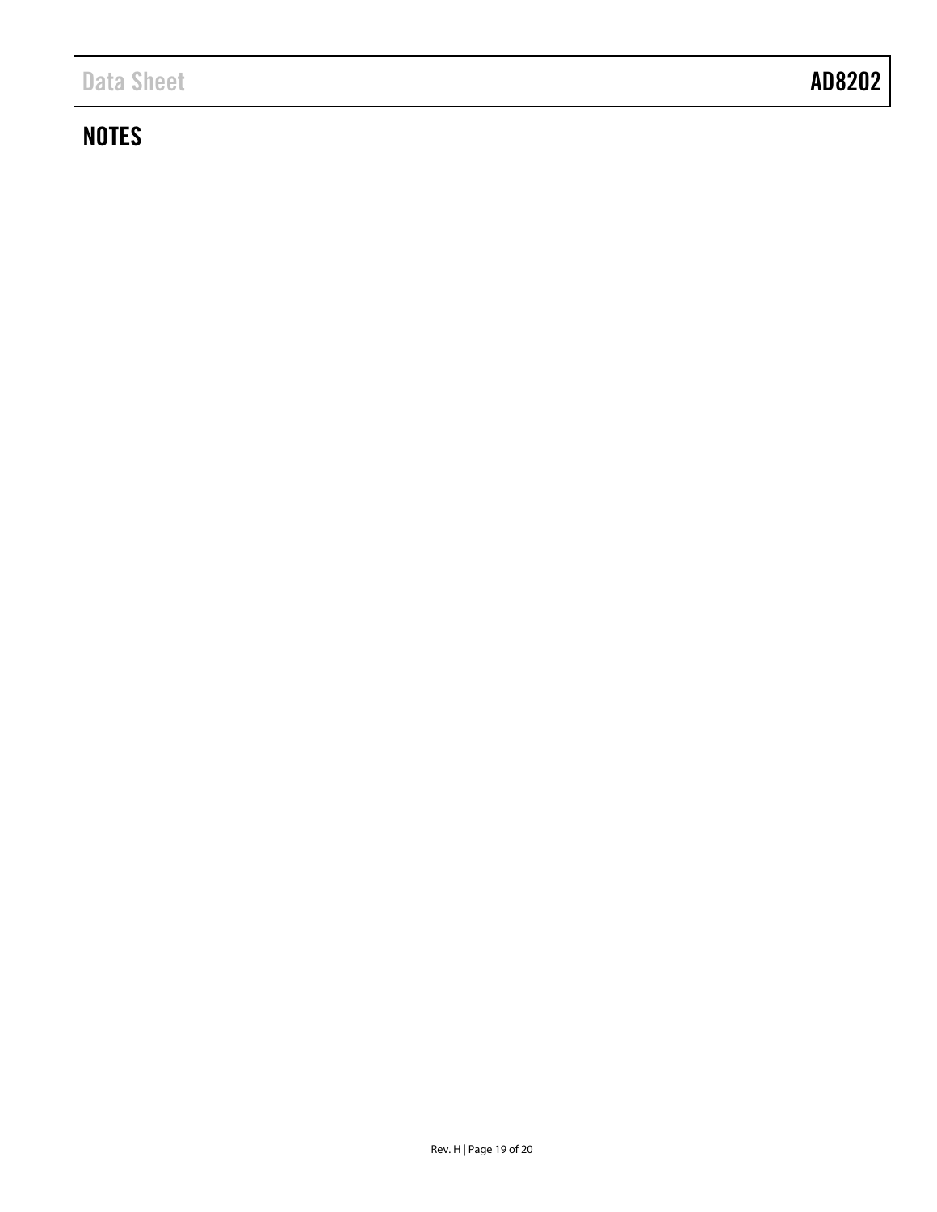## NOTES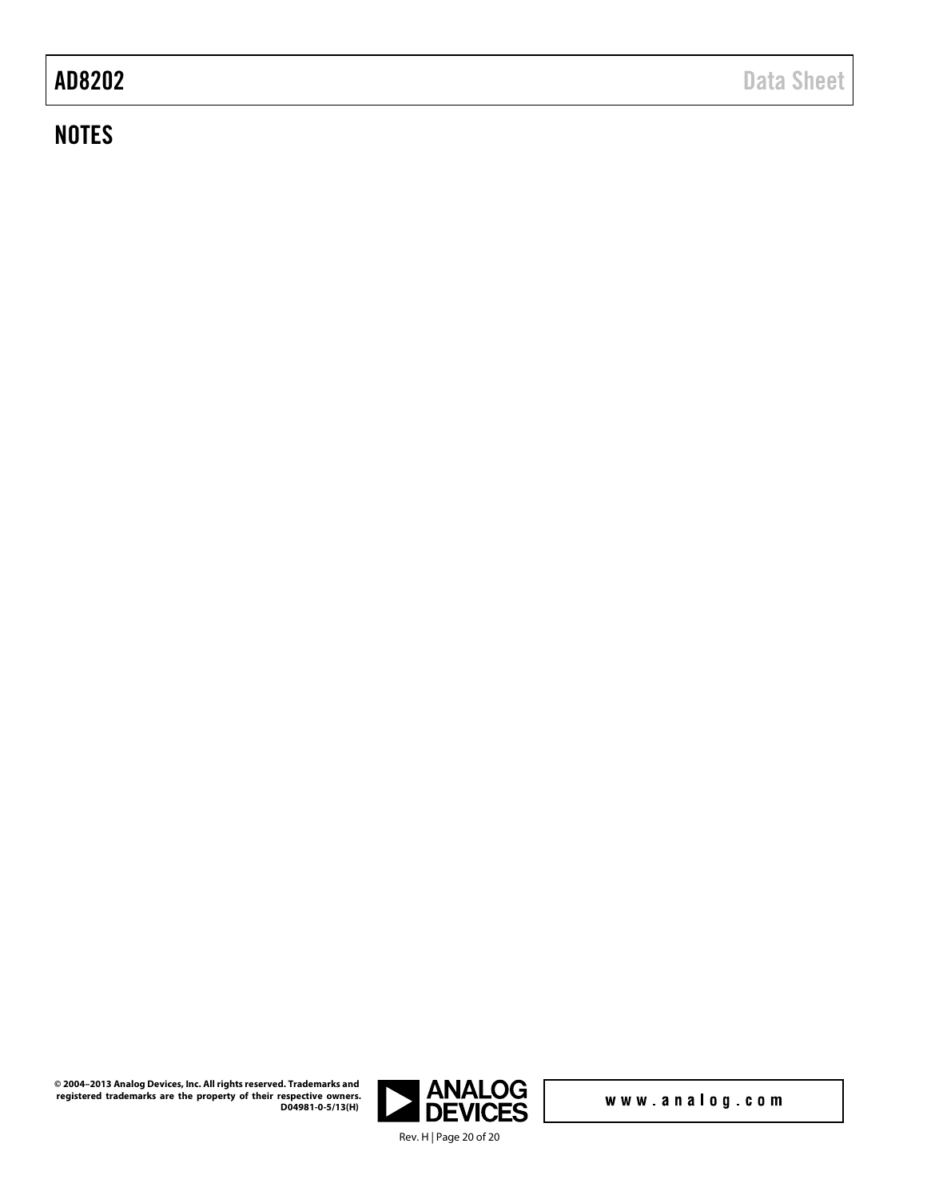# NOTES

© 2004–2013 Analog Devices, Inc. All rights reserved. Trademarks and registered trademarks are the property of their respective owners.
D04981-0-5/13(H)

www.analog.com